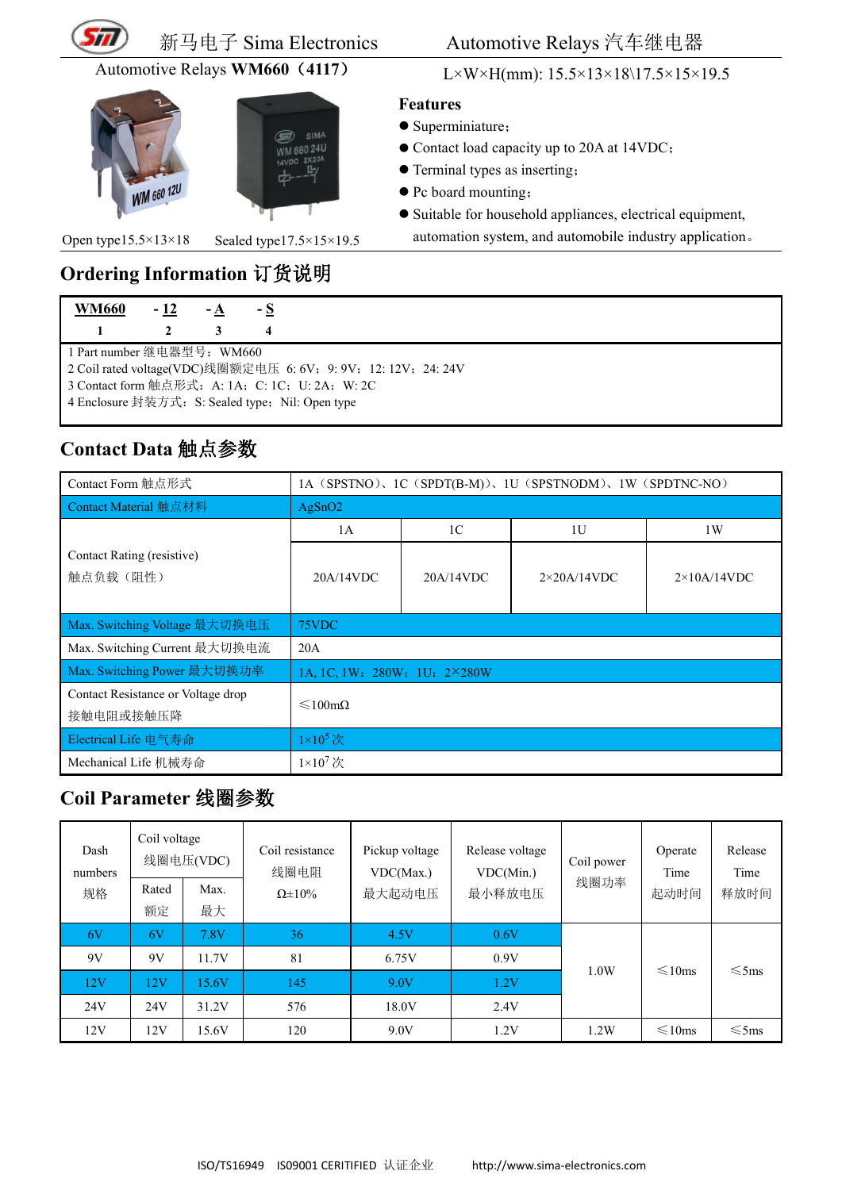新马电子 Sima Electronics　　Automotive Relays 汽车继电器

Automotive Relays **WM660（4117）**

L×W×H(mm): 15.5×13×18\17.5×15×19.5

Open type15.5×13×18　　Sealed type17.5×15×19.5

**Features**

- Superminiature；
- Contact load capacity up to 20A at 14VDC；
- Terminal types as inserting；
- Pc board mounting；
- Suitable for household appliances, electrical equipment, automation system, and automobile industry application。

## Ordering Information 订货说明

| WM660 | - 12 | - A | - S |
|---|---|---|---|
| 1 | 2 | 3 | 4 |

1 Part number 继电器型号：WM660
2 Coil rated voltage(VDC)线圈额定电压 6: 6V；9: 9V；12: 12V；24: 24V
3 Contact form 触点形式：A: 1A；C: 1C；U: 2A；W: 2C
4 Enclosure 封装方式：S: Sealed type；Nil: Open type

## Contact Data 触点参数

| Contact Form 触点形式 | 1A（SPSTNO）、1C（SPDT(B-M)）、1U（SPSTNODM）、1W（SPDTNC-NO） | | | |
|---|---|---|---|---|
| Contact Material 触点材料 | AgSnO2 | | | |
| Contact Rating (resistive) 触点负载（阻性） | 1A | 1C | 1U | 1W |
| | 20A/14VDC | 20A/14VDC | 2×20A/14VDC | 2×10A/14VDC |
| Max. Switching Voltage 最大切换电压 | 75VDC | | | |
| Max. Switching Current 最大切换电流 | 20A | | | |
| Max. Switching Power 最大切换功率 | 1A, 1C, 1W：280W；1U：2×280W | | | |
| Contact Resistance or Voltage drop 接触电阻或接触压降 | ≤100mΩ | | | |
| Electrical Life 电气寿命 | $1\times10^5$ 次 | | | |
| Mechanical Life 机械寿命 | $1\times10^7$ 次 | | | |

## Coil Parameter 线圈参数

| Dash numbers 规格 | Coil voltage 线圈电压(VDC) | | Coil resistance 线圈电阻 Ω±10% | Pickup voltage VDC(Max.) 最大起动电压 | Release voltage VDC(Min.) 最小释放电压 | Coil power 线圈功率 | Operate Time 起动时间 | Release Time 释放时间 |
|---|---|---|---|---|---|---|---|---|
| | Rated 额定 | Max. 最大 | | | | | | |
| 6V | 6V | 7.8V | 36 | 4.5V | 0.6V | 1.0W | ≤10ms | ≤5ms |
| 9V | 9V | 11.7V | 81 | 6.75V | 0.9V | | | |
| 12V | 12V | 15.6V | 145 | 9.0V | 1.2V | | | |
| 24V | 24V | 31.2V | 576 | 18.0V | 2.4V | | | |
| 12V | 12V | 15.6V | 120 | 9.0V | 1.2V | 1.2W | ≤10ms | ≤5ms |

ISO/TS16949　ISO9001 CERITIFIED 认证企业　　http://www.sima-electronics.com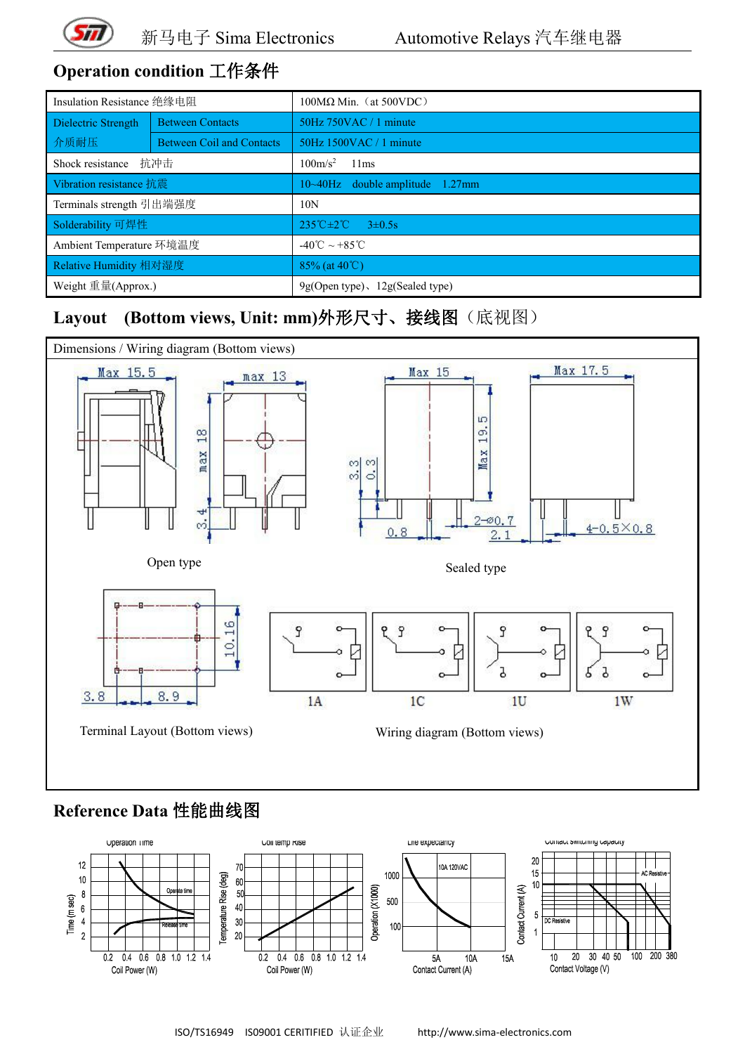## Operation condition 工作条件

| | | |
|---|---|---|
| Insulation Resistance 绝缘电阻 | | 100MΩ Min.（at 500VDC） |
| Dielectric Strength 介质耐压 | Between Contacts | 50Hz 750VAC / 1 minute |
| | Between Coil and Contacts | 50Hz 1500VAC / 1 minute |
| Shock resistance 抗冲击 | | $100m/s^2$ 11ms |
| Vibration resistance 抗震 | | 10~40Hz double amplitude 1.27mm |
| Terminals strength 引出端强度 | | 10N |
| Solderability 可焊性 | | 235℃±2℃ 3±0.5s |
| Ambient Temperature 环境温度 | | -40℃ ~ +85℃ |
| Relative Humidity 相对湿度 | | 85% (at 40℃) |
| Weight 重量(Approx.) | | 9g(Open type)、12g(Sealed type) |

## Layout (Bottom views, Unit: mm)外形尺寸、接线图（底视图）

Dimensions / Wiring diagram (Bottom views)

Max 15.5
max 13
max 18
3.4

Open type

Max 15
Max 17.5
Max 19.5
3.3
0.3
0.8
2-⌀0.7
2.1
4-0.5×0.8

Sealed type

10.16
3.8
8.9

Terminal Layout (Bottom views)

1A
1C
1U
1W

Wiring diagram (Bottom views)

## Reference Data 性能曲线图

Operation Time
Time (m sec)
12
10
8
6
4
2
Operate time
Release time
0.2 0.4 0.6 0.8 1.0 1.2 1.4
Coil Power (W)

Coil temp Rise
Temperature Rise (deg)
70
60
50
40
30
20
0.2 0.4 0.6 0.8 1.0 1.2 1.4
Coil Power (W)

Life expectancy
Operation (X1000)
1000
500
100
10A 120VAC
5A 10A 15A
Contact Current (A)

Contact switching capacity
Contact Current (A)
20
15
10
5
1
AC Resistive
DC Resistive
10 20 30 40 50 100 200 380
Contact Voltage (V)

ISO/TS16949 IS09001 CERITIFIED 认证企业 http://www.sima-electronics.com